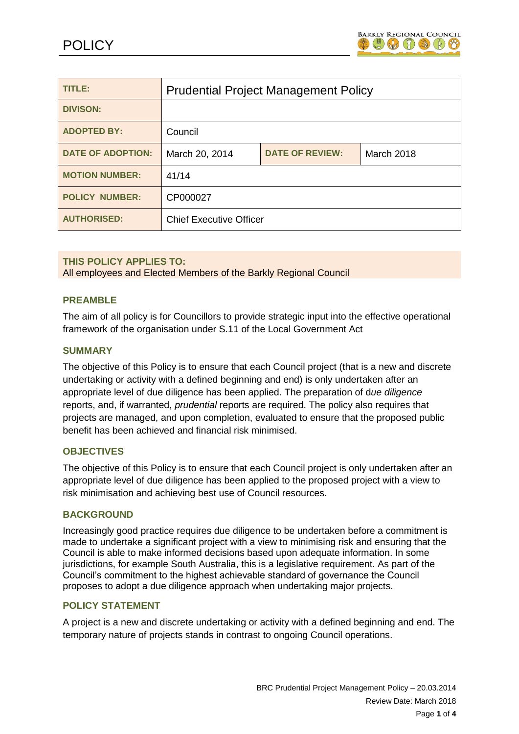# POLICY

| TITLE: | Prudential Project Management Policy | | |
|---|---|---|---|
| DIVISON: | | | |
| ADOPTED BY: | Council | | |
| DATE OF ADOPTION: | March 20, 2014 | DATE OF REVIEW: | March 2018 |
| MOTION NUMBER: | 41/14 | | |
| POLICY NUMBER: | CP000027 | | |
| AUTHORISED: | Chief Executive Officer | | |

**THIS POLICY APPLIES TO:**
All employees and Elected Members of the Barkly Regional Council

## PREAMBLE

The aim of all policy is for Councillors to provide strategic input into the effective operational framework of the organisation under S.11 of the Local Government Act

## SUMMARY

The objective of this Policy is to ensure that each Council project (that is a new and discrete undertaking or activity with a defined beginning and end) is only undertaken after an appropriate level of due diligence has been applied. The preparation of d*ue diligence* reports, and, if warranted, *prudential* reports are required. The policy also requires that projects are managed, and upon completion, evaluated to ensure that the proposed public benefit has been achieved and financial risk minimised.

## OBJECTIVES

The objective of this Policy is to ensure that each Council project is only undertaken after an appropriate level of due diligence has been applied to the proposed project with a view to risk minimisation and achieving best use of Council resources.

## BACKGROUND

Increasingly good practice requires due diligence to be undertaken before a commitment is made to undertake a significant project with a view to minimising risk and ensuring that the Council is able to make informed decisions based upon adequate information. In some jurisdictions, for example South Australia, this is a legislative requirement. As part of the Council's commitment to the highest achievable standard of governance the Council proposes to adopt a due diligence approach when undertaking major projects.

## POLICY STATEMENT

A project is a new and discrete undertaking or activity with a defined beginning and end. The temporary nature of projects stands in contrast to ongoing Council operations.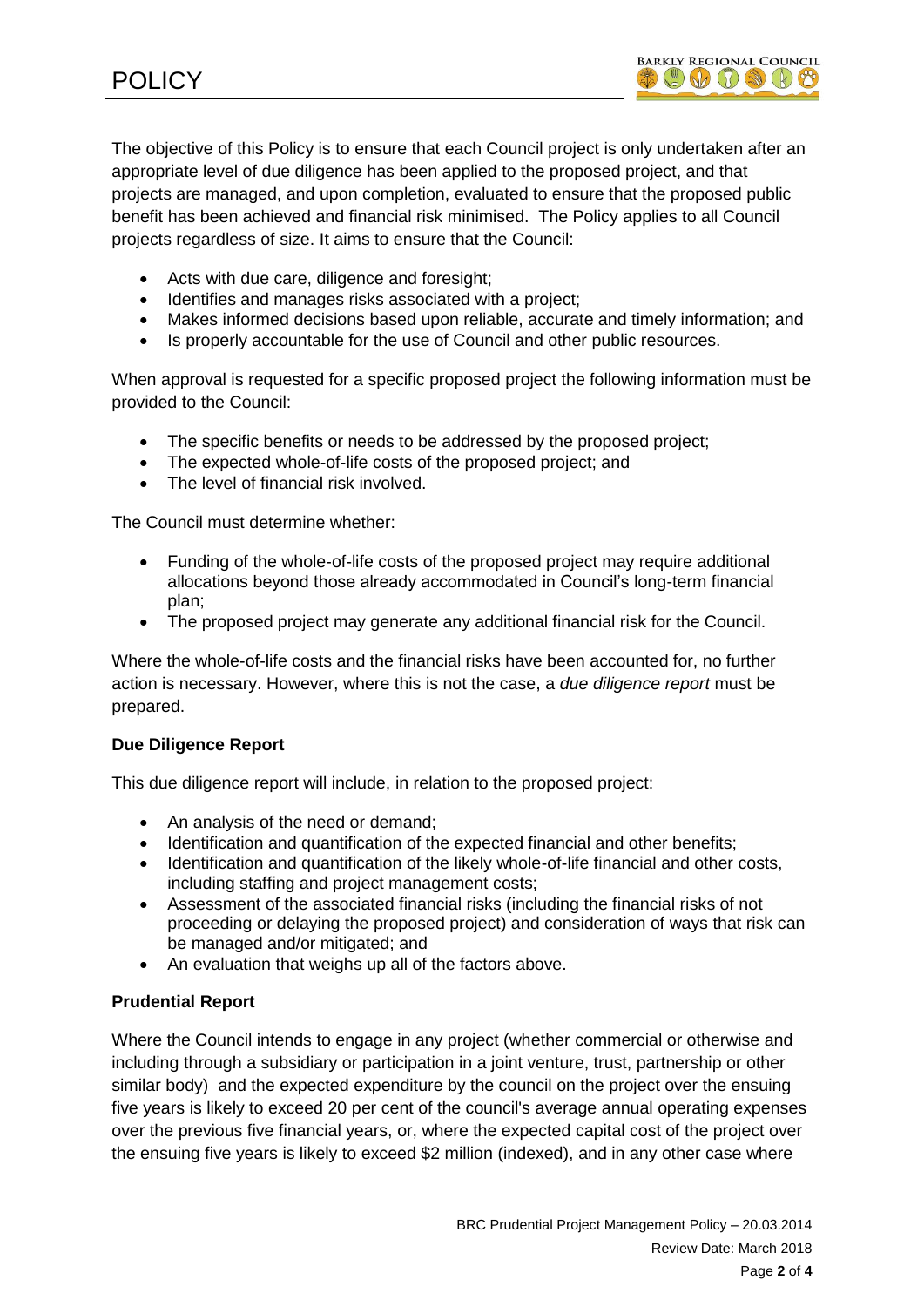The objective of this Policy is to ensure that each Council project is only undertaken after an appropriate level of due diligence has been applied to the proposed project, and that projects are managed, and upon completion, evaluated to ensure that the proposed public benefit has been achieved and financial risk minimised. The Policy applies to all Council projects regardless of size. It aims to ensure that the Council:

- Acts with due care, diligence and foresight;
- Identifies and manages risks associated with a project;
- Makes informed decisions based upon reliable, accurate and timely information; and
- Is properly accountable for the use of Council and other public resources.

When approval is requested for a specific proposed project the following information must be provided to the Council:

- The specific benefits or needs to be addressed by the proposed project;
- The expected whole-of-life costs of the proposed project; and
- The level of financial risk involved.

The Council must determine whether:

- Funding of the whole-of-life costs of the proposed project may require additional allocations beyond those already accommodated in Council's long-term financial plan;
- The proposed project may generate any additional financial risk for the Council.

Where the whole-of-life costs and the financial risks have been accounted for, no further action is necessary. However, where this is not the case, a *due diligence report* must be prepared.

**Due Diligence Report**

This due diligence report will include, in relation to the proposed project:

- An analysis of the need or demand;
- Identification and quantification of the expected financial and other benefits;
- Identification and quantification of the likely whole-of-life financial and other costs, including staffing and project management costs;
- Assessment of the associated financial risks (including the financial risks of not proceeding or delaying the proposed project) and consideration of ways that risk can be managed and/or mitigated; and
- An evaluation that weighs up all of the factors above.

**Prudential Report**

Where the Council intends to engage in any project (whether commercial or otherwise and including through a subsidiary or participation in a joint venture, trust, partnership or other similar body) and the expected expenditure by the council on the project over the ensuing five years is likely to exceed 20 per cent of the council's average annual operating expenses over the previous five financial years, or, where the expected capital cost of the project over the ensuing five years is likely to exceed \$2 million (indexed), and in any other case where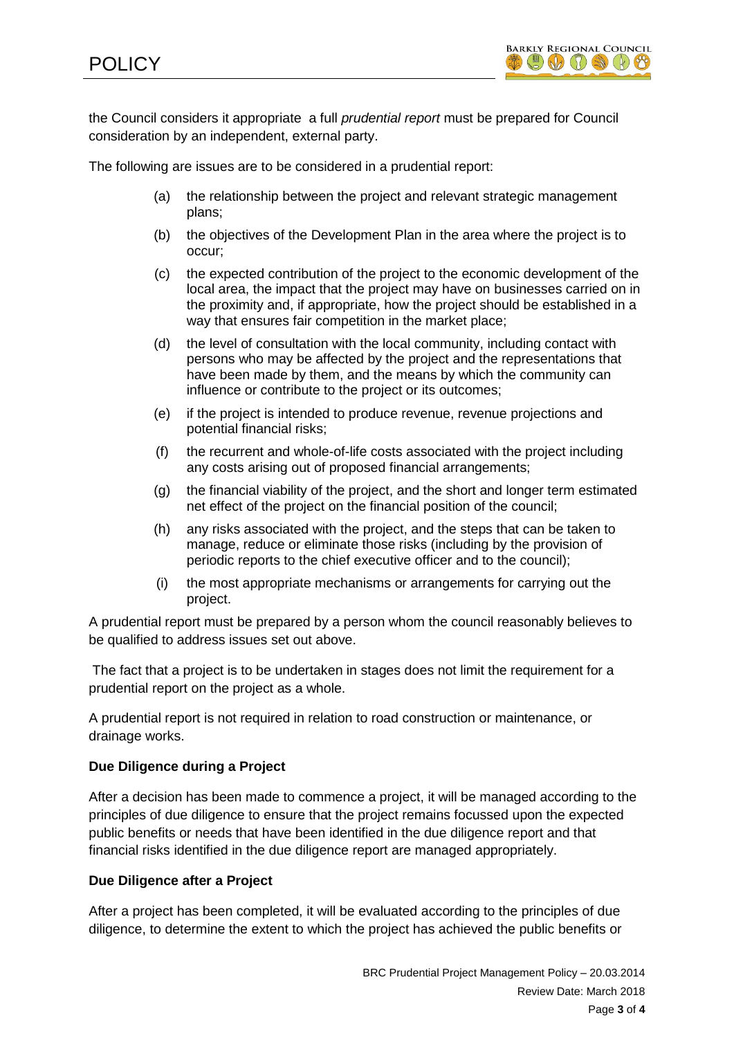the Council considers it appropriate a full *prudential report* must be prepared for Council consideration by an independent, external party.

The following are issues are to be considered in a prudential report:

(a) the relationship between the project and relevant strategic management plans;

(b) the objectives of the Development Plan in the area where the project is to occur;

(c) the expected contribution of the project to the economic development of the local area, the impact that the project may have on businesses carried on in the proximity and, if appropriate, how the project should be established in a way that ensures fair competition in the market place;

(d) the level of consultation with the local community, including contact with persons who may be affected by the project and the representations that have been made by them, and the means by which the community can influence or contribute to the project or its outcomes;

(e) if the project is intended to produce revenue, revenue projections and potential financial risks;

(f) the recurrent and whole-of-life costs associated with the project including any costs arising out of proposed financial arrangements;

(g) the financial viability of the project, and the short and longer term estimated net effect of the project on the financial position of the council;

(h) any risks associated with the project, and the steps that can be taken to manage, reduce or eliminate those risks (including by the provision of periodic reports to the chief executive officer and to the council);

(i) the most appropriate mechanisms or arrangements for carrying out the project.

A prudential report must be prepared by a person whom the council reasonably believes to be qualified to address issues set out above.

The fact that a project is to be undertaken in stages does not limit the requirement for a prudential report on the project as a whole.

A prudential report is not required in relation to road construction or maintenance, or drainage works.

**Due Diligence during a Project**

After a decision has been made to commence a project, it will be managed according to the principles of due diligence to ensure that the project remains focussed upon the expected public benefits or needs that have been identified in the due diligence report and that financial risks identified in the due diligence report are managed appropriately.

**Due Diligence after a Project**

After a project has been completed, it will be evaluated according to the principles of due diligence, to determine the extent to which the project has achieved the public benefits or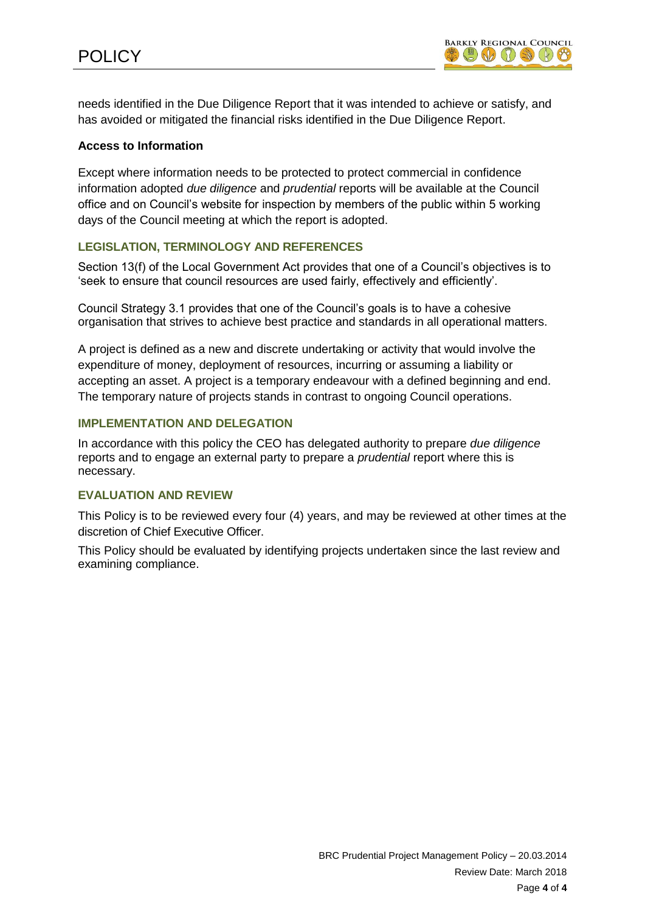needs identified in the Due Diligence Report that it was intended to achieve or satisfy, and has avoided or mitigated the financial risks identified in the Due Diligence Report.

**Access to Information**

Except where information needs to be protected to protect commercial in confidence information adopted *due diligence* and *prudential* reports will be available at the Council office and on Council's website for inspection by members of the public within 5 working days of the Council meeting at which the report is adopted.

## LEGISLATION, TERMINOLOGY AND REFERENCES

Section 13(f) of the Local Government Act provides that one of a Council's objectives is to 'seek to ensure that council resources are used fairly, effectively and efficiently'.

Council Strategy 3.1 provides that one of the Council's goals is to have a cohesive organisation that strives to achieve best practice and standards in all operational matters.

A project is defined as a new and discrete undertaking or activity that would involve the expenditure of money, deployment of resources, incurring or assuming a liability or accepting an asset. A project is a temporary endeavour with a defined beginning and end. The temporary nature of projects stands in contrast to ongoing Council operations.

## IMPLEMENTATION AND DELEGATION

In accordance with this policy the CEO has delegated authority to prepare *due diligence* reports and to engage an external party to prepare a *prudential* report where this is necessary.

## EVALUATION AND REVIEW

This Policy is to be reviewed every four (4) years, and may be reviewed at other times at the discretion of Chief Executive Officer.

This Policy should be evaluated by identifying projects undertaken since the last review and examining compliance.